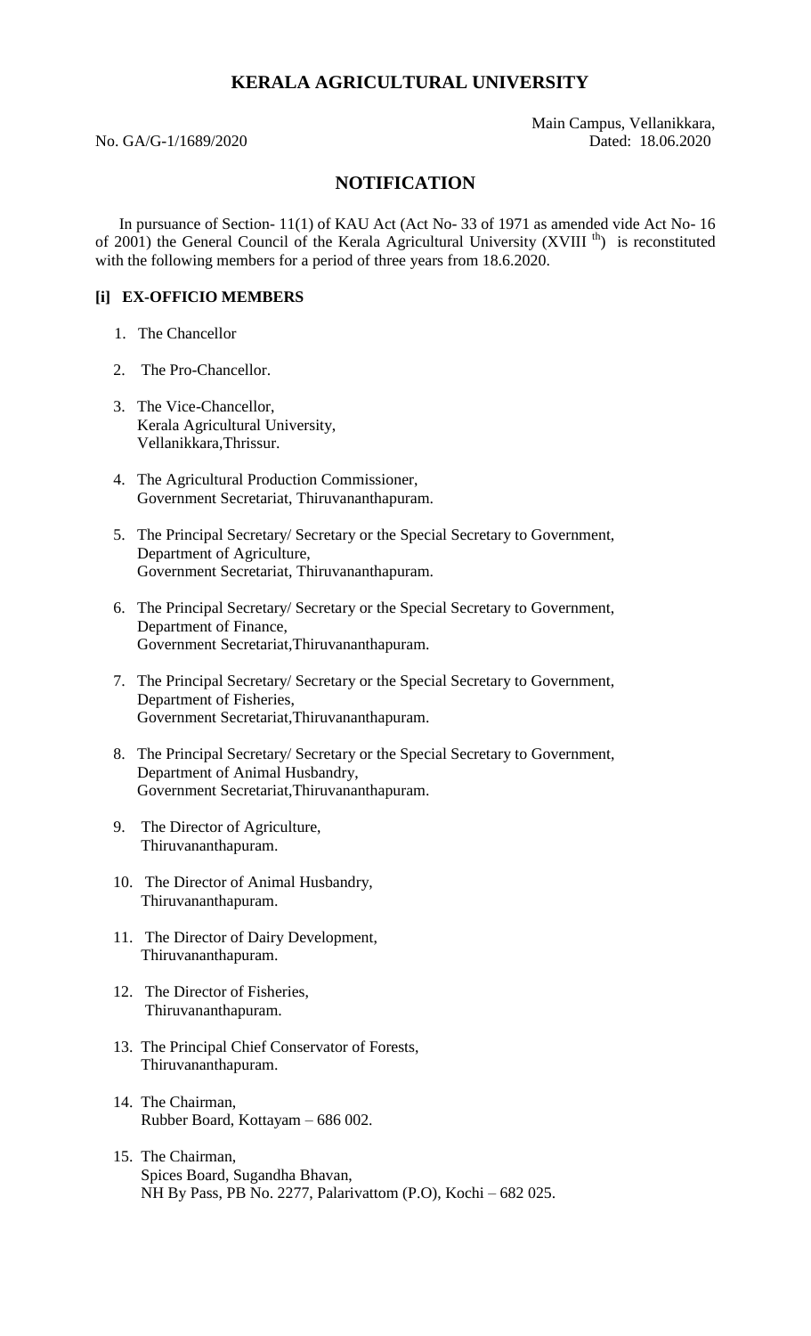# KERALA AGRICULTURAL UNIVERSITY

No. GA/G-1/1689/2020

Main Campus, Vellanikkara,
Dated: 18.06.2020

## NOTIFICATION

In pursuance of Section- 11(1) of KAU Act (Act No- 33 of 1971 as amended vide Act No- 16 of 2001) the General Council of the Kerala Agricultural University (XVIII th) is reconstituted with the following members for a period of three years from 18.6.2020.

### [i] EX-OFFICIO MEMBERS

1. The Chancellor
2. The Pro-Chancellor.
3. The Vice-Chancellor,
   Kerala Agricultural University,
   Vellanikkara,Thrissur.
4. The Agricultural Production Commissioner,
   Government Secretariat, Thiruvananthapuram.
5. The Principal Secretary/ Secretary or the Special Secretary to Government,
   Department of Agriculture,
   Government Secretariat, Thiruvananthapuram.
6. The Principal Secretary/ Secretary or the Special Secretary to Government,
   Department of Finance,
   Government Secretariat,Thiruvananthapuram.
7. The Principal Secretary/ Secretary or the Special Secretary to Government,
   Department of Fisheries,
   Government Secretariat,Thiruvananthapuram.
8. The Principal Secretary/ Secretary or the Special Secretary to Government,
   Department of Animal Husbandry,
   Government Secretariat,Thiruvananthapuram.
9. The Director of Agriculture,
   Thiruvananthapuram.
10. The Director of Animal Husbandry,
    Thiruvananthapuram.
11. The Director of Dairy Development,
    Thiruvananthapuram.
12. The Director of Fisheries,
    Thiruvananthapuram.
13. The Principal Chief Conservator of Forests,
    Thiruvananthapuram.
14. The Chairman,
    Rubber Board, Kottayam – 686 002.
15. The Chairman,
    Spices Board, Sugandha Bhavan,
    NH By Pass, PB No. 2277, Palarivattom (P.O), Kochi – 682 025.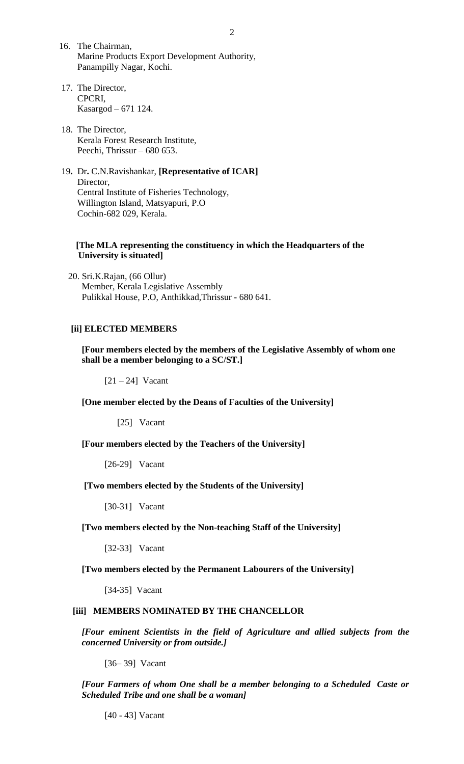16. The Chairman,
    Marine Products Export Development Authority,
    Panampilly Nagar, Kochi.

17. The Director,
    CPCRI,
    Kasargod – 671 124.

18. The Director,
    Kerala Forest Research Institute,
    Peechi, Thrissur – 680 653.

19. Dr. C.N.Ravishankar, **[Representative of ICAR]**
    Director,
    Central Institute of Fisheries Technology,
    Willington Island, Matsyapuri, P.O
    Cochin-682 029, Kerala.

**[The MLA representing the constituency in which the Headquarters of the University is situated]**

20. Sri.K.Rajan, (66 Ollur)
    Member, Kerala Legislative Assembly
    Pulikkal House, P.O, Anthikkad,Thrissur - 680 641.

**[ii] ELECTED MEMBERS**

**[Four members elected by the members of the Legislative Assembly of whom one shall be a member belonging to a SC/ST.]**

[21 – 24] Vacant

**[One member elected by the Deans of Faculties of the University]**

[25] Vacant

**[Four members elected by the Teachers of the University]**

[26-29] Vacant

**[Two members elected by the Students of the University]**

[30-31] Vacant

**[Two members elected by the Non-teaching Staff of the University]**

[32-33] Vacant

**[Two members elected by the Permanent Labourers of the University]**

[34-35] Vacant

**[iii] MEMBERS NOMINATED BY THE CHANCELLOR**

***[Four eminent Scientists in the field of Agriculture and allied subjects from the concerned University or from outside.]***

[36– 39] Vacant

***[Four Farmers of whom One shall be a member belonging to a Scheduled Caste or Scheduled Tribe and one shall be a woman]***

[40 - 43] Vacant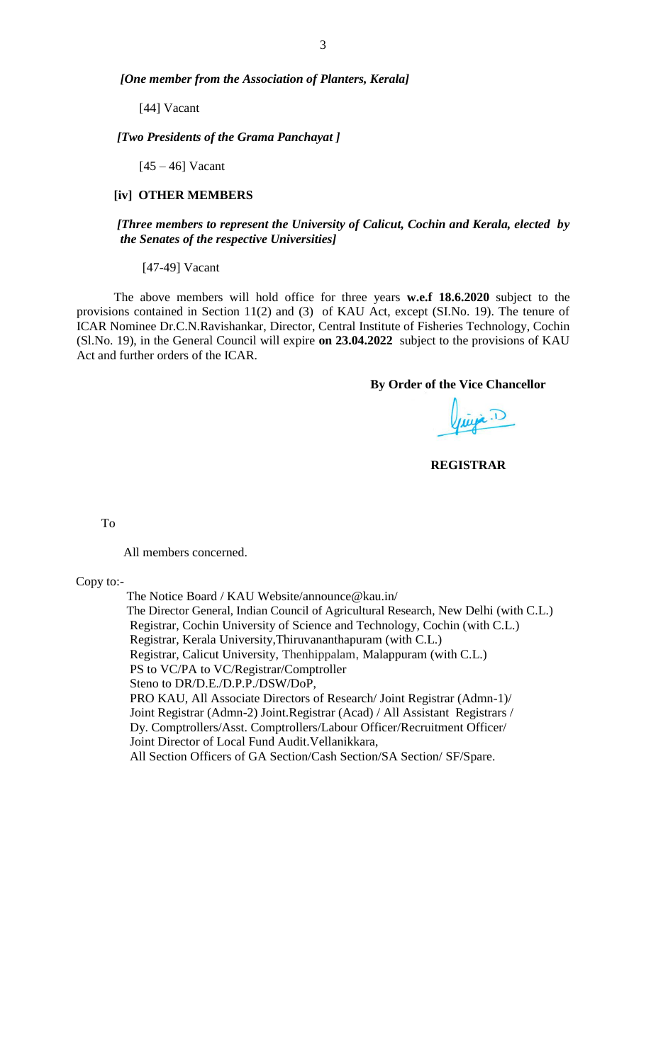*[One member from the Association of Planters, Kerala]*

[44] Vacant

*[Two Presidents of the Grama Panchayat ]*

[45 – 46] Vacant

**[iv] OTHER MEMBERS**

***[Three members to represent the University of Calicut, Cochin and Kerala, elected by the Senates of the respective Universities]***

[47-49] Vacant

The above members will hold office for three years **w.e.f 18.6.2020** subject to the provisions contained in Section 11(2) and (3) of KAU Act, except (Sl.No. 19). The tenure of ICAR Nominee Dr.C.N.Ravishankar, Director, Central Institute of Fisheries Technology, Cochin (Sl.No. 19), in the General Council will expire **on 23.04.2022** subject to the provisions of KAU Act and further orders of the ICAR.

**By Order of the Vice Chancellor**

**REGISTRAR**

To

All members concerned.

Copy to:-

The Notice Board / KAU Website/announce@kau.in/
The Director General, Indian Council of Agricultural Research, New Delhi (with C.L.)
Registrar, Cochin University of Science and Technology, Cochin (with C.L.)
Registrar, Kerala University,Thiruvananthapuram (with C.L.)
Registrar, Calicut University, Thenhippalam, Malappuram (with C.L.)
PS to VC/PA to VC/Registrar/Comptroller
Steno to DR/D.E./D.P.P./DSW/DoP,
PRO KAU, All Associate Directors of Research/ Joint Registrar (Admn-1)/ Joint Registrar (Admn-2) Joint.Registrar (Acad) / All Assistant Registrars / Dy. Comptrollers/Asst. Comptrollers/Labour Officer/Recruitment Officer/ Joint Director of Local Fund Audit.Vellanikkara,
All Section Officers of GA Section/Cash Section/SA Section/ SF/Spare.